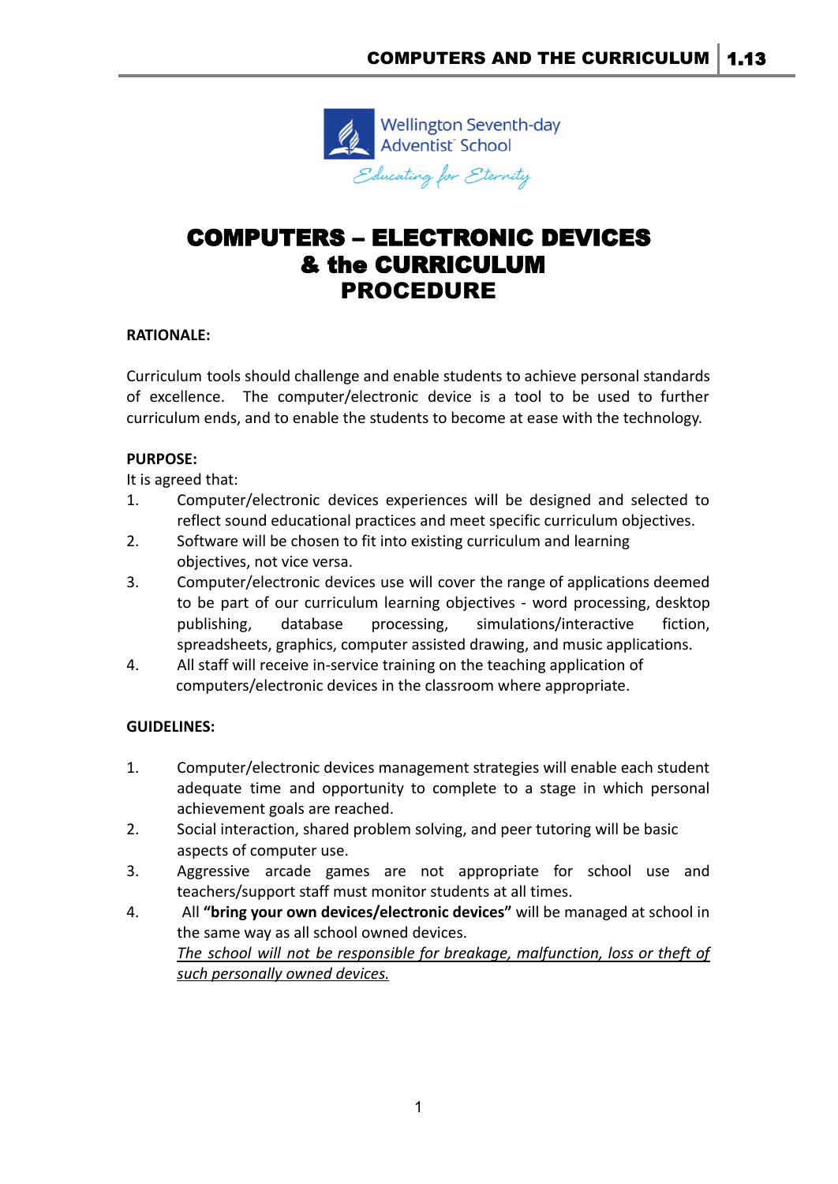Wellington Seventh-day Adventist School

*Educating for Eternity*

# COMPUTERS – ELECTRONIC DEVICES & the CURRICULUM PROCEDURE

**RATIONALE:**

Curriculum tools should challenge and enable students to achieve personal standards of excellence. The computer/electronic device is a tool to be used to further curriculum ends, and to enable the students to become at ease with the technology.

**PURPOSE:**

It is agreed that:

1. Computer/electronic devices experiences will be designed and selected to reflect sound educational practices and meet specific curriculum objectives.
2. Software will be chosen to fit into existing curriculum and learning objectives, not vice versa.
3. Computer/electronic devices use will cover the range of applications deemed to be part of our curriculum learning objectives - word processing, desktop publishing, database processing, simulations/interactive fiction, spreadsheets, graphics, computer assisted drawing, and music applications.
4. All staff will receive in-service training on the teaching application of computers/electronic devices in the classroom where appropriate.

**GUIDELINES:**

1. Computer/electronic devices management strategies will enable each student adequate time and opportunity to complete to a stage in which personal achievement goals are reached.
2. Social interaction, shared problem solving, and peer tutoring will be basic aspects of computer use.
3. Aggressive arcade games are not appropriate for school use and teachers/support staff must monitor students at all times.
4. All **"bring your own devices/electronic devices"** will be managed at school in the same way as all school owned devices.
   *The school will not be responsible for breakage, malfunction, loss or theft of such personally owned devices.*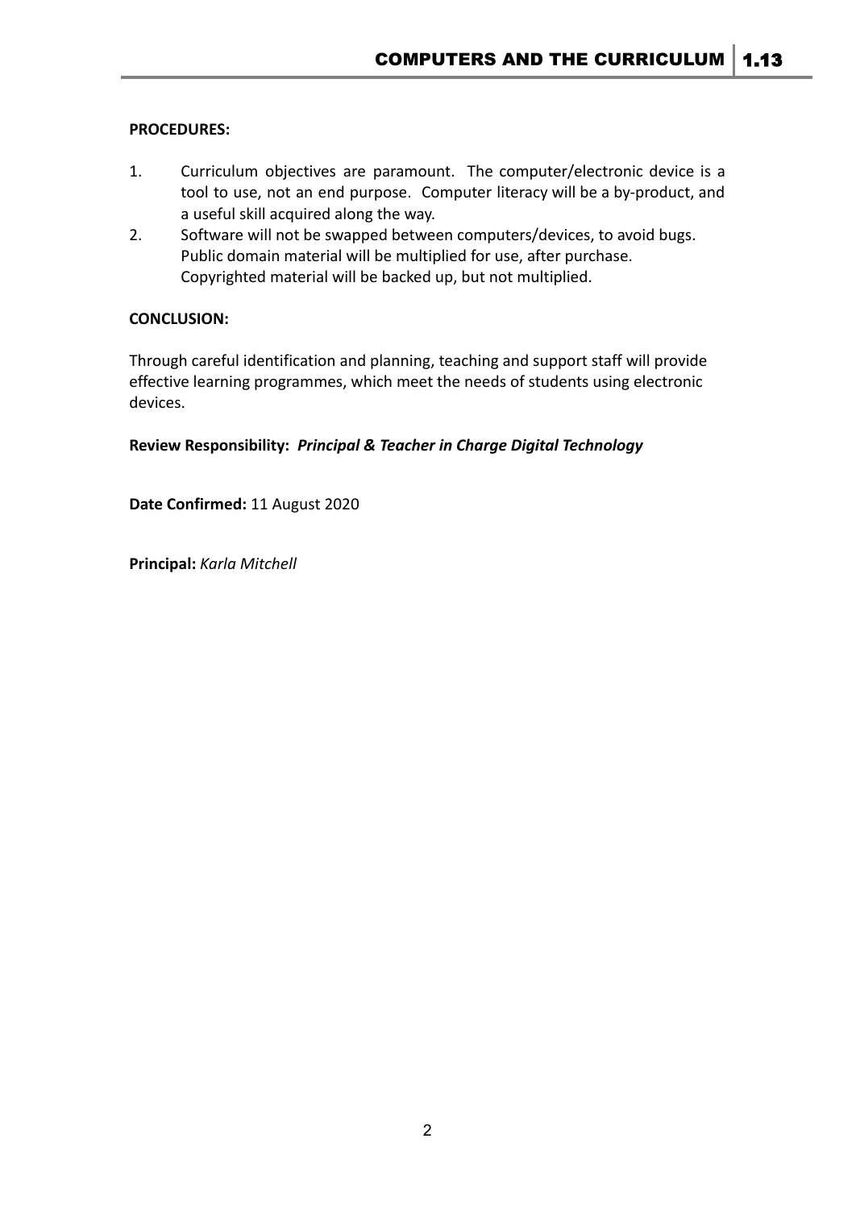**PROCEDURES:**

1. Curriculum objectives are paramount. The computer/electronic device is a tool to use, not an end purpose. Computer literacy will be a by-product, and a useful skill acquired along the way.
2. Software will not be swapped between computers/devices, to avoid bugs. Public domain material will be multiplied for use, after purchase. Copyrighted material will be backed up, but not multiplied.

**CONCLUSION:**

Through careful identification and planning, teaching and support staff will provide effective learning programmes, which meet the needs of students using electronic devices.

**Review Responsibility:** ***Principal & Teacher in Charge Digital Technology***

**Date Confirmed:** 11 August 2020

**Principal:** *Karla Mitchell*